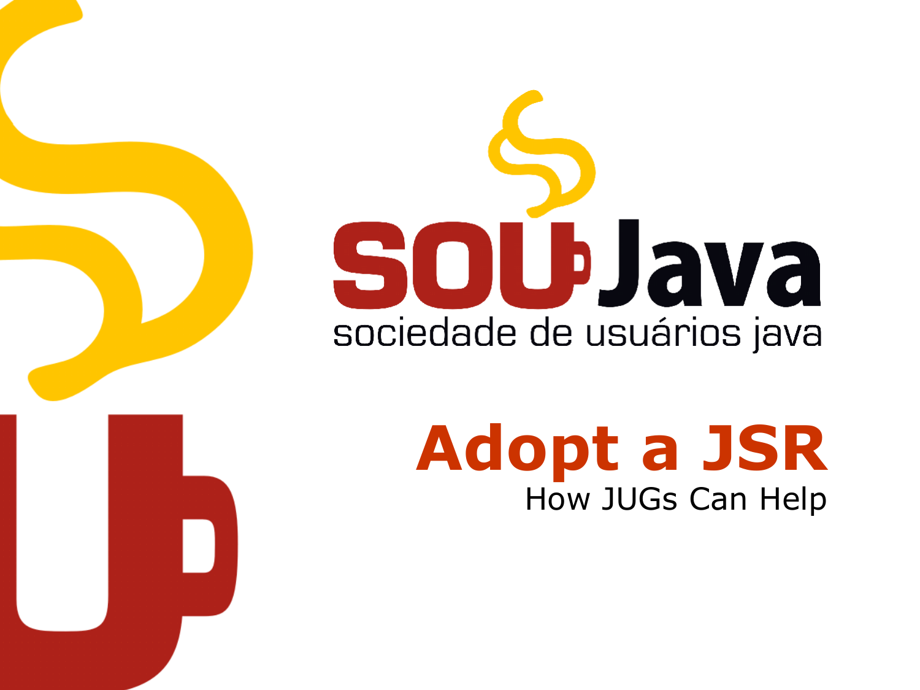SOUJava

sociedade de usuários java

# Adopt a JSR

How JUGs Can Help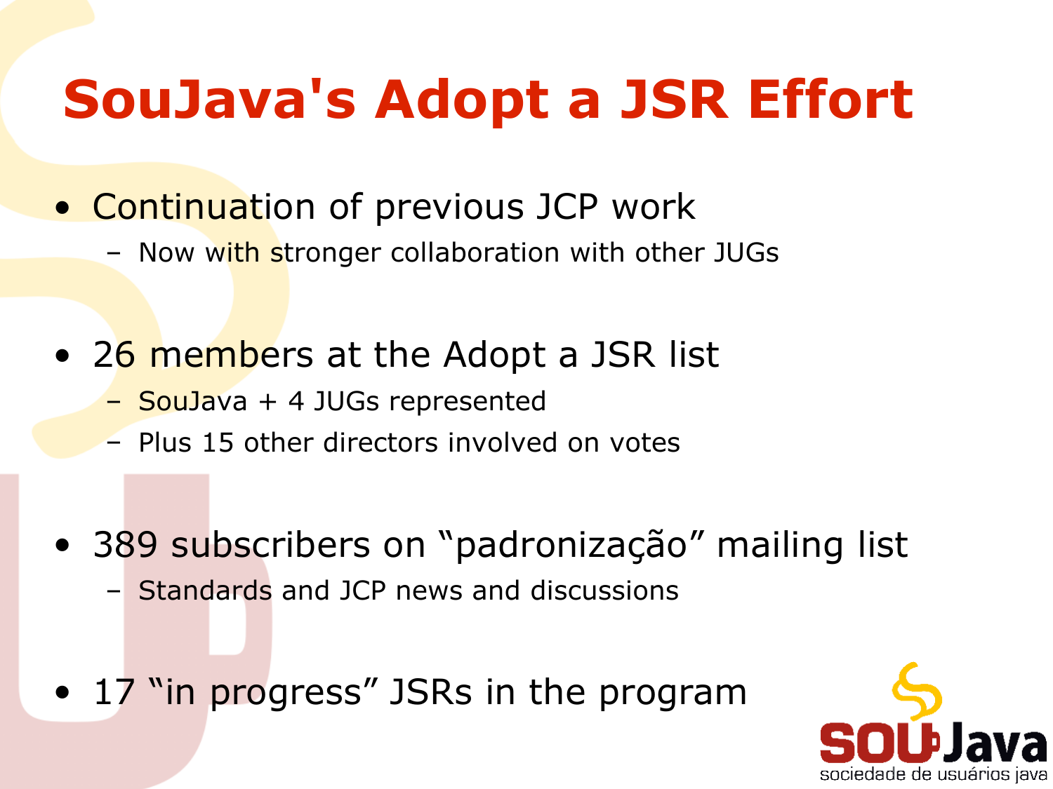# SouJava's Adopt a JSR Effort

- Continuation of previous JCP work
  - Now with stronger collaboration with other JUGs
- 26 members at the Adopt a JSR list
  - SouJava + 4 JUGs represented
  - Plus 15 other directors involved on votes
- 389 subscribers on "padronização" mailing list
  - Standards and JCP news and discussions
- 17 "in progress" JSRs in the program

SOUJava
sociedade de usuários java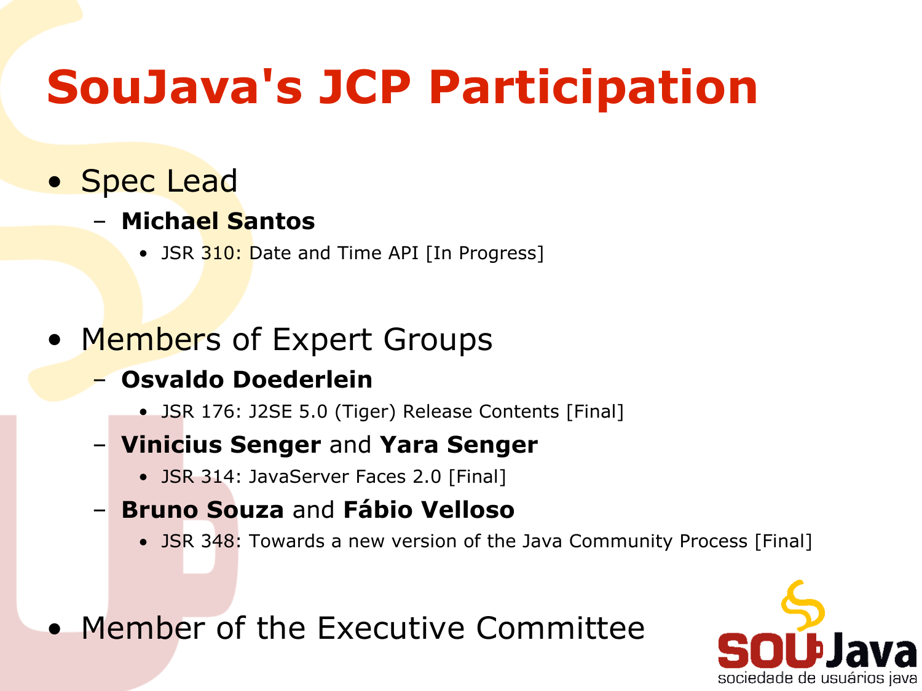# SouJava's JCP Participation

- Spec Lead
  - **Michael Santos**
    - JSR 310: Date and Time API [In Progress]

- Members of Expert Groups
  - **Osvaldo Doederlein**
    - JSR 176: J2SE 5.0 (Tiger) Release Contents [Final]
  - **Vinicius Senger** and **Yara Senger**
    - JSR 314: JavaServer Faces 2.0 [Final]
  - **Bruno Souza** and **Fábio Velloso**
    - JSR 348: Towards a new version of the Java Community Process [Final]

- Member of the Executive Committee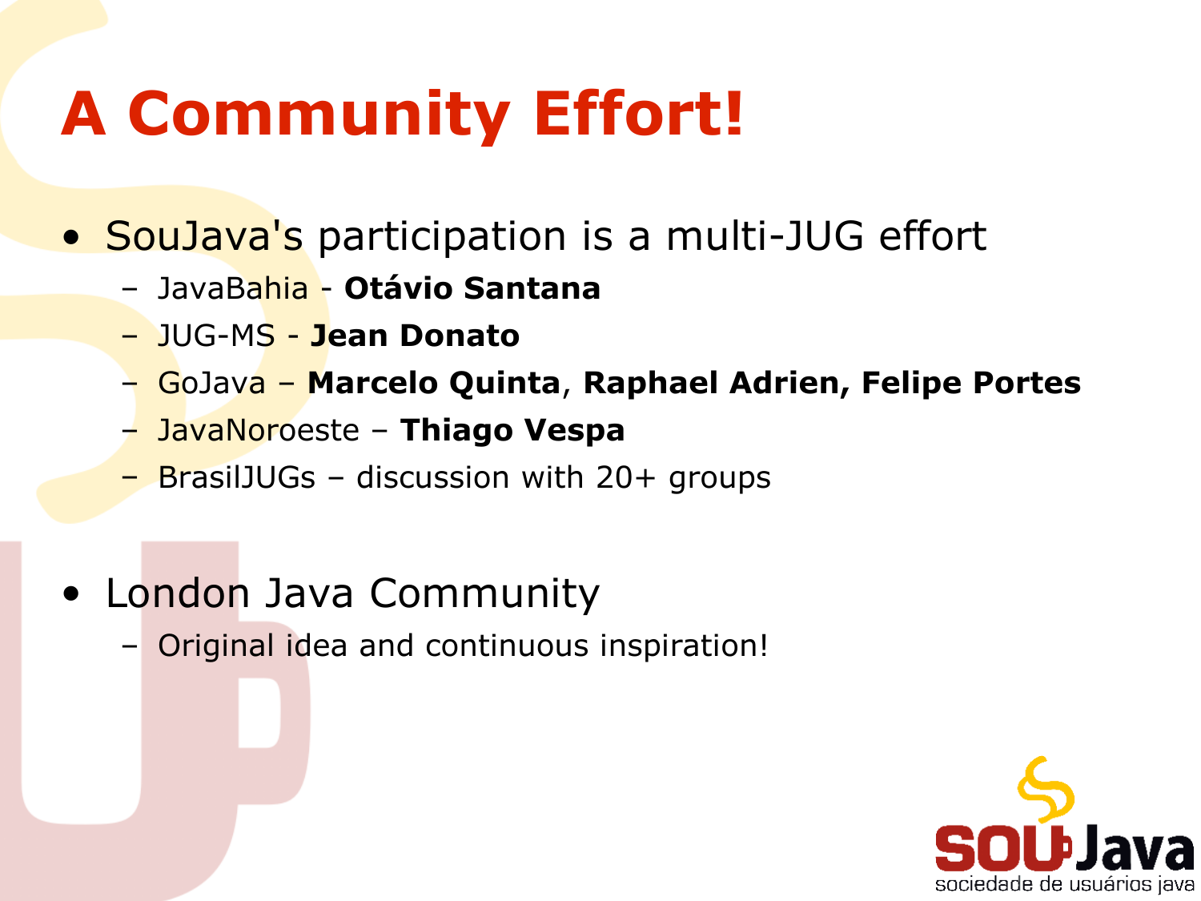# A Community Effort!

- SouJava's participation is a multi-JUG effort
  - JavaBahia - **Otávio Santana**
  - JUG-MS - **Jean Donato**
  - GoJava – **Marcelo Quinta**, **Raphael Adrien, Felipe Portes**
  - JavaNoroeste – **Thiago Vespa**
  - BrasilJUGs – discussion with 20+ groups
- London Java Community
  - Original idea and continuous inspiration!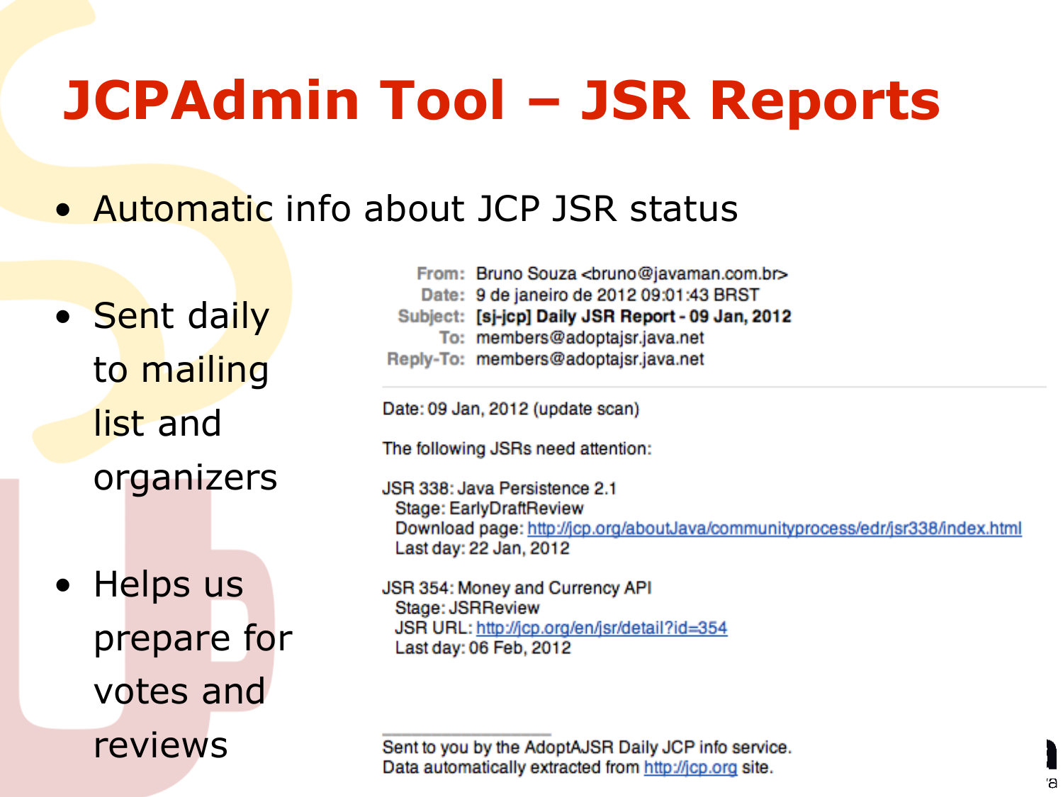# JCPAdmin Tool – JSR Reports

- Automatic info about JCP JSR status
- Sent daily to mailing list and organizers
- Helps us prepare for votes and reviews

```
From:     Bruno Souza <bruno@javaman.com.br>
Date:     9 de janeiro de 2012 09:01:43 BRST
Subject:  [sj-jcp] Daily JSR Report - 09 Jan, 2012
To:       members@adoptajsr.java.net
Reply-To: members@adoptajsr.java.net
```

Date: 09 Jan, 2012 (update scan)

The following JSRs need attention:

JSR 338: Java Persistence 2.1
Stage: EarlyDraftReview
Download page: http://jcp.org/aboutJava/communityprocess/edr/jsr338/index.html
Last day: 22 Jan, 2012

JSR 354: Money and Currency API
Stage: JSRReview
JSR URL: http://jcp.org/en/jsr/detail?id=354
Last day: 06 Feb, 2012

Sent to you by the AdoptAJSR Daily JCP info service.
Data automatically extracted from http://jcp.org site.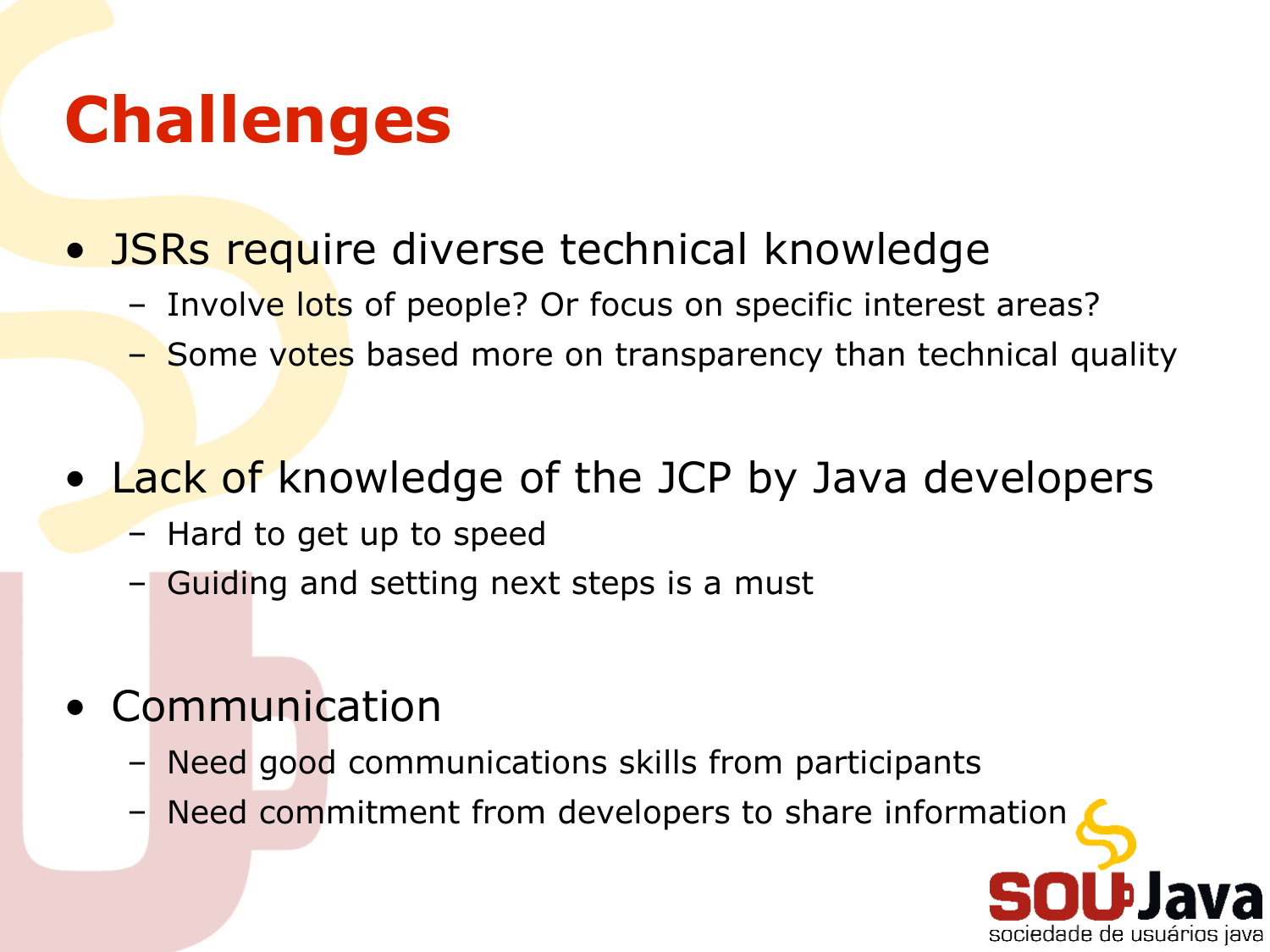# Challenges

- JSRs require diverse technical knowledge
  - Involve lots of people? Or focus on specific interest areas?
  - Some votes based more on transparency than technical quality
- Lack of knowledge of the JCP by Java developers
  - Hard to get up to speed
  - Guiding and setting next steps is a must
- Communication
  - Need good communications skills from participants
  - Need commitment from developers to share information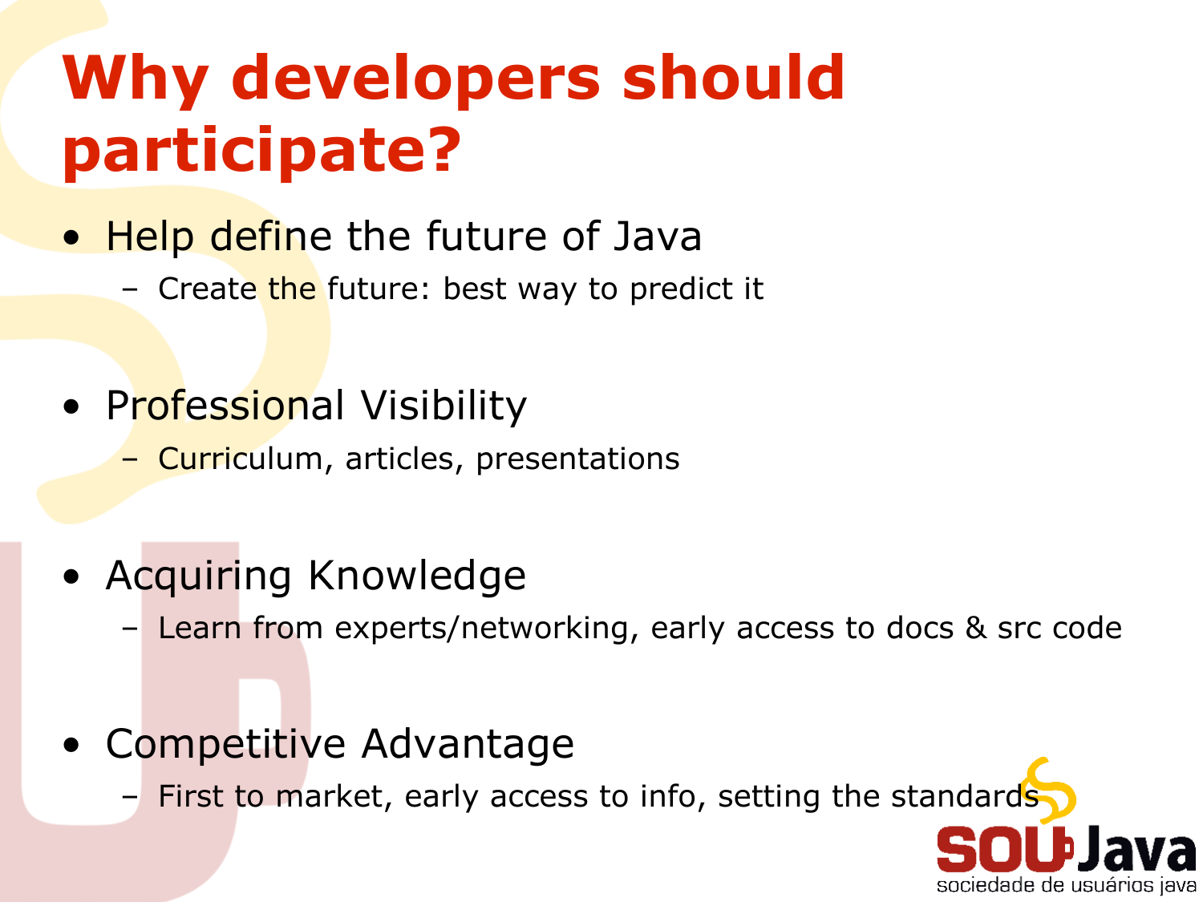# Why developers should participate?

- Help define the future of Java
  - Create the future: best way to predict it
- Professional Visibility
  - Curriculum, articles, presentations
- Acquiring Knowledge
  - Learn from experts/networking, early access to docs & src code
- Competitive Advantage
  - First to market, early access to info, setting the standards

SOUJava

sociedade de usuários java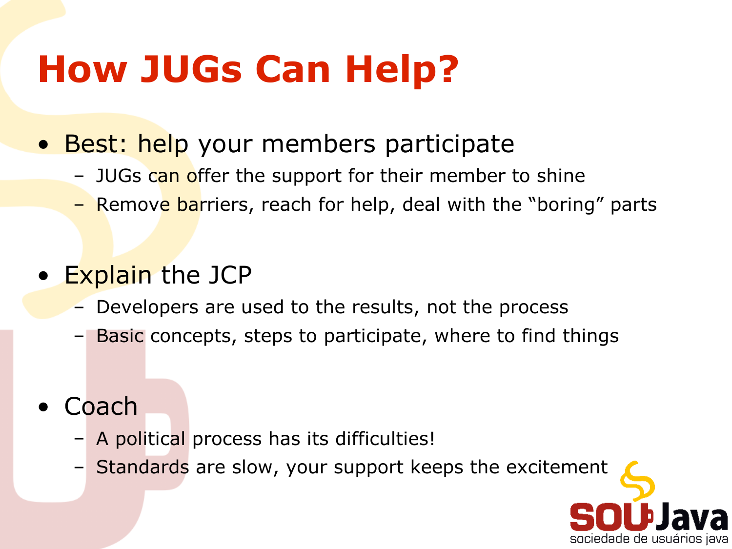# How JUGs Can Help?

- Best: help your members participate
  - JUGs can offer the support for their member to shine
  - Remove barriers, reach for help, deal with the “boring” parts
- Explain the JCP
  - Developers are used to the results, not the process
  - Basic concepts, steps to participate, where to find things
- Coach
  - A political process has its difficulties!
  - Standards are slow, your support keeps the excitement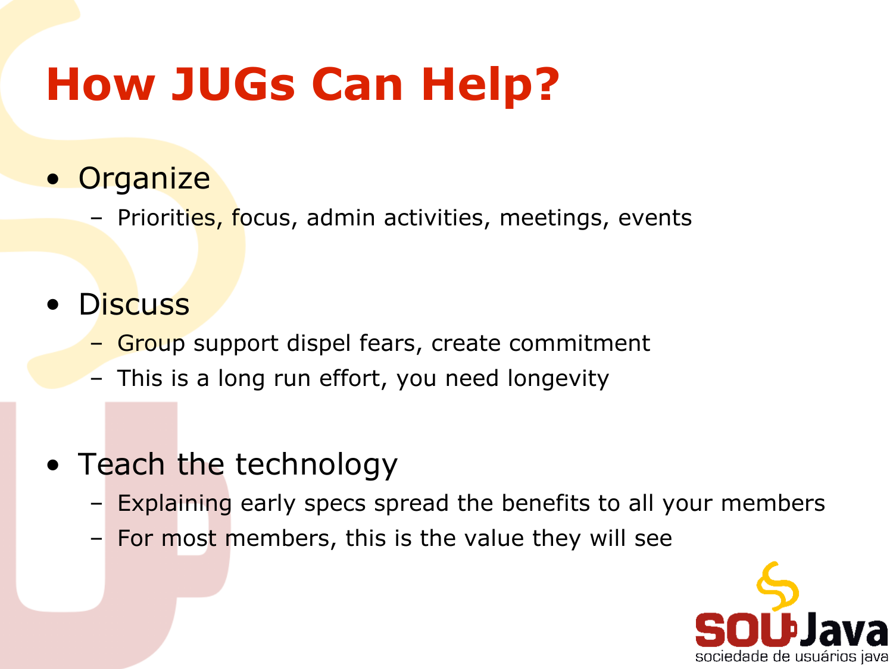# How JUGs Can Help?

- Organize
  - Priorities, focus, admin activities, meetings, events
- Discuss
  - Group support dispel fears, create commitment
  - This is a long run effort, you need longevity
- Teach the technology
  - Explaining early specs spread the benefits to all your members
  - For most members, this is the value they will see

SOUJava
sociedade de usuários java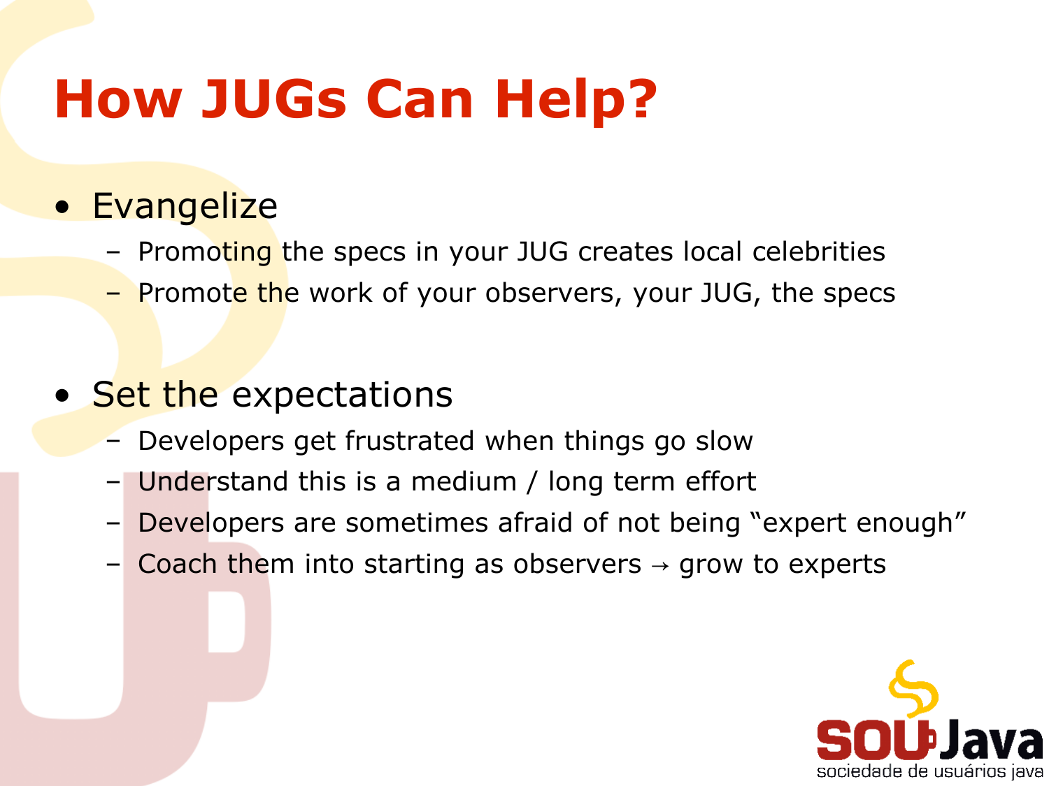# How JUGs Can Help?

- Evangelize
  - Promoting the specs in your JUG creates local celebrities
  - Promote the work of your observers, your JUG, the specs

- Set the expectations
  - Developers get frustrated when things go slow
  - Understand this is a medium / long term effort
  - Developers are sometimes afraid of not being “expert enough”
  - Coach them into starting as observers → grow to experts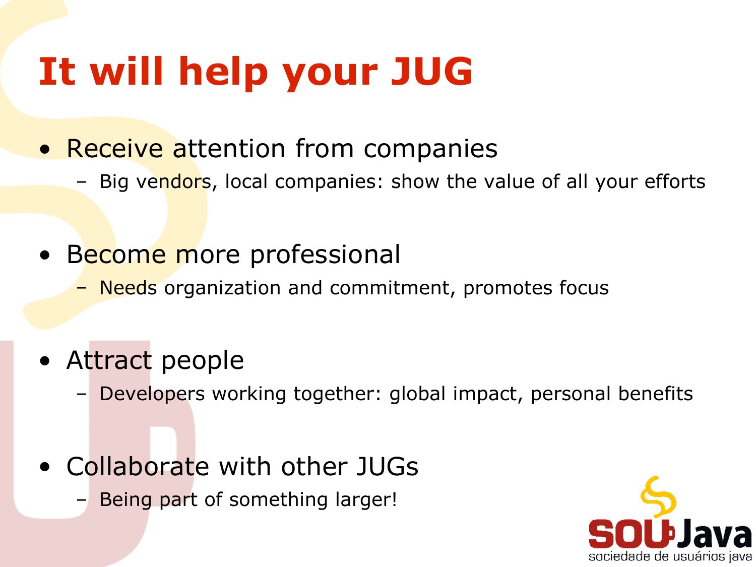# It will help your JUG

- Receive attention from companies
  - Big vendors, local companies: show the value of all your efforts
- Become more professional
  - Needs organization and commitment, promotes focus
- Attract people
  - Developers working together: global impact, personal benefits
- Collaborate with other JUGs
  - Being part of something larger!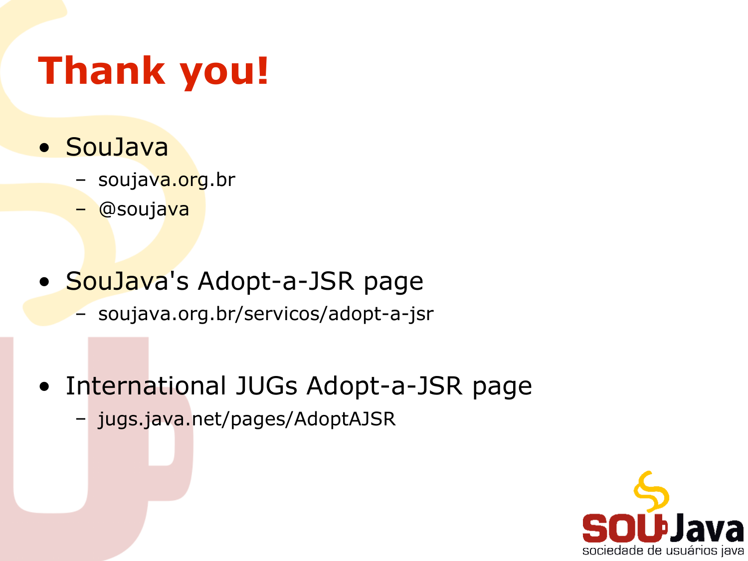# Thank you!

- SouJava
  - soujava.org.br
  - @soujava
- SouJava's Adopt-a-JSR page
  - soujava.org.br/servicos/adopt-a-jsr
- International JUGs Adopt-a-JSR page
  - jugs.java.net/pages/AdoptAJSR